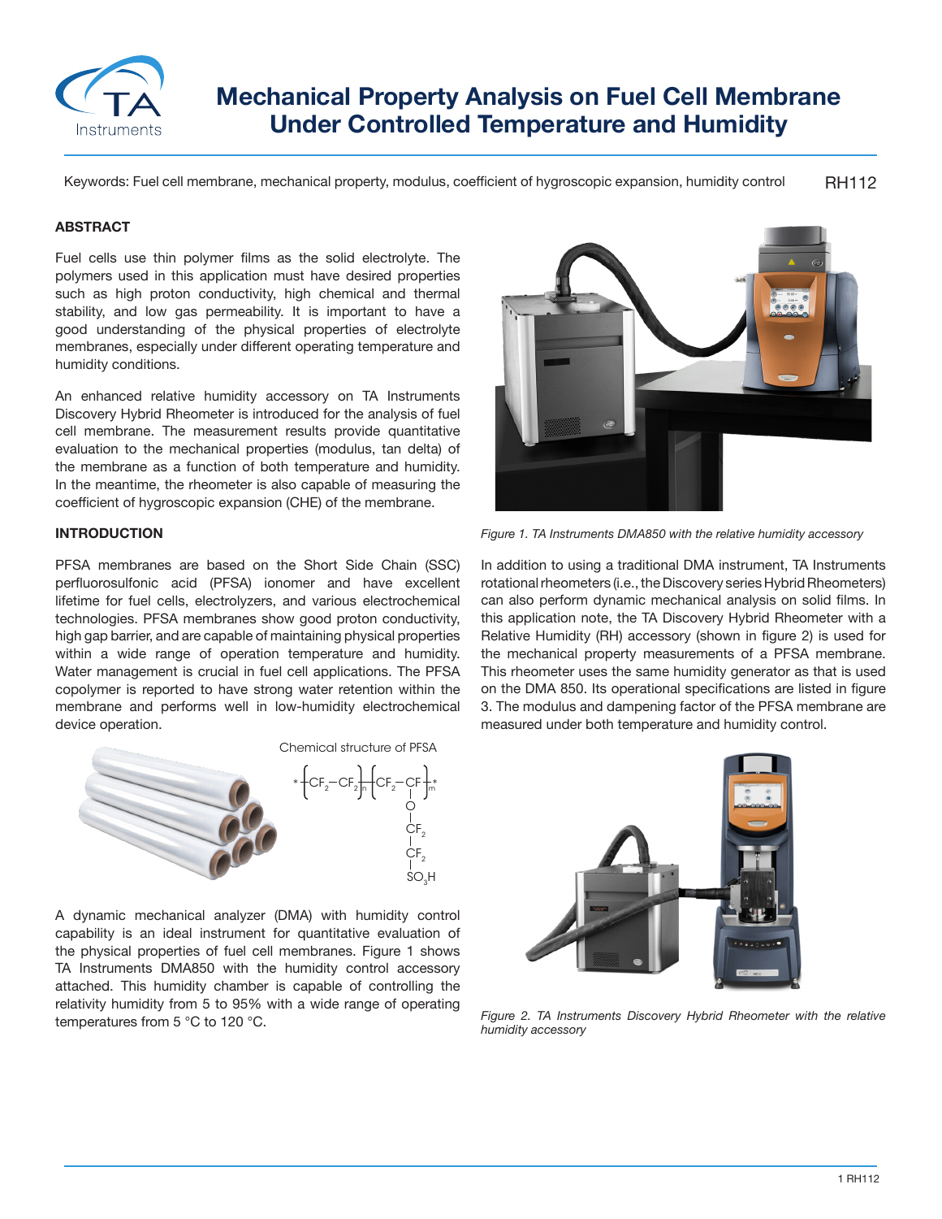# Mechanical Property Analysis on Fuel Cell Membrane Under Controlled Temperature and Humidity

Keywords: Fuel cell membrane, mechanical property, modulus, coefficient of hygroscopic expansion, humidity control

RH112

## ABSTRACT

Fuel cells use thin polymer films as the solid electrolyte. The polymers used in this application must have desired properties such as high proton conductivity, high chemical and thermal stability, and low gas permeability. It is important to have a good understanding of the physical properties of electrolyte membranes, especially under different operating temperature and humidity conditions.

An enhanced relative humidity accessory on TA Instruments Discovery Hybrid Rheometer is introduced for the analysis of fuel cell membrane. The measurement results provide quantitative evaluation to the mechanical properties (modulus, tan delta) of the membrane as a function of both temperature and humidity. In the meantime, the rheometer is also capable of measuring the coefficient of hygroscopic expansion (CHE) of the membrane.

## INTRODUCTION

PFSA membranes are based on the Short Side Chain (SSC) perfluorosulfonic acid (PFSA) ionomer and have excellent lifetime for fuel cells, electrolyzers, and various electrochemical technologies. PFSA membranes show good proton conductivity, high gap barrier, and are capable of maintaining physical properties within a wide range of operation temperature and humidity. Water management is crucial in fuel cell applications. The PFSA copolymer is reported to have strong water retention within the membrane and performs well in low-humidity electrochemical device operation.

Chemical structure of PFSA

$$*\!-\!\left[CF_2\!-\!CF_2\right]_n\!\!-\!\left[CF_2\!-\!\underset{\displaystyle \underset{\displaystyle \underset{\displaystyle \underset{\displaystyle SO_3H}{|}\,CF_2}{|}\,CF_2}{|}\,O}{\overset{}{CF}}\right]_m\!\!-\!*$$

A dynamic mechanical analyzer (DMA) with humidity control capability is an ideal instrument for quantitative evaluation of the physical properties of fuel cell membranes. Figure 1 shows TA Instruments DMA850 with the humidity control accessory attached. This humidity chamber is capable of controlling the relativity humidity from 5 to 95% with a wide range of operating temperatures from 5 °C to 120 °C.

*Figure 1. TA Instruments DMA850 with the relative humidity accessory*

In addition to using a traditional DMA instrument, TA Instruments rotational rheometers (i.e., the Discovery series Hybrid Rheometers) can also perform dynamic mechanical analysis on solid films. In this application note, the TA Discovery Hybrid Rheometer with a Relative Humidity (RH) accessory (shown in figure 2) is used for the mechanical property measurements of a PFSA membrane. This rheometer uses the same humidity generator as that is used on the DMA 850. Its operational specifications are listed in figure 3. The modulus and dampening factor of the PFSA membrane are measured under both temperature and humidity control.

*Figure 2. TA Instruments Discovery Hybrid Rheometer with the relative humidity accessory*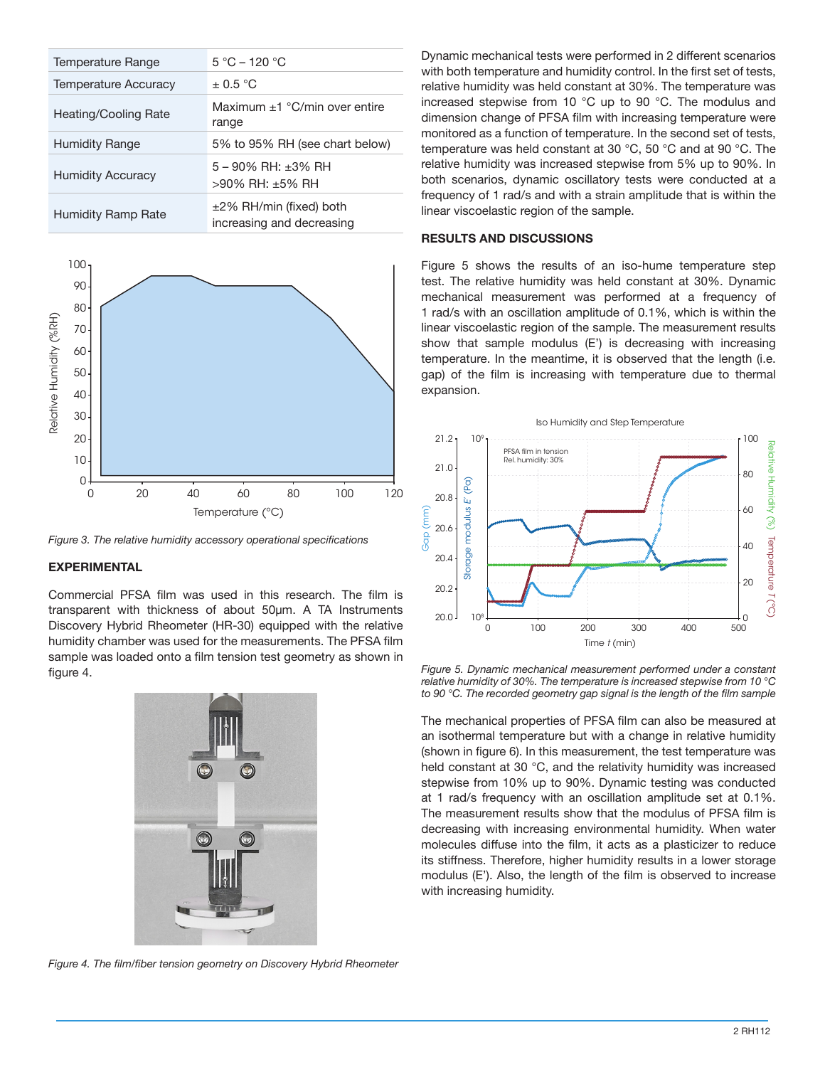| Temperature Range | 5 °C – 120 °C |
|---|---|
| Temperature Accuracy | ± 0.5 °C |
| Heating/Cooling Rate | Maximum ±1 °C/min over entire range |
| Humidity Range | 5% to 95% RH (see chart below) |
| Humidity Accuracy | 5 – 90% RH: ±3% RH<br>>90% RH: ±5% RH |
| Humidity Ramp Rate | ±2% RH/min (fixed) both increasing and decreasing |

*Figure 3. The relative humidity accessory operational specifications*

## EXPERIMENTAL

Commercial PFSA film was used in this research. The film is transparent with thickness of about 50μm. A TA Instruments Discovery Hybrid Rheometer (HR-30) equipped with the relative humidity chamber was used for the measurements. The PFSA film sample was loaded onto a film tension test geometry as shown in figure 4.

*Figure 4. The film/fiber tension geometry on Discovery Hybrid Rheometer*

Dynamic mechanical tests were performed in 2 different scenarios with both temperature and humidity control. In the first set of tests, relative humidity was held constant at 30%. The temperature was increased stepwise from 10 °C up to 90 °C. The modulus and dimension change of PFSA film with increasing temperature were monitored as a function of temperature. In the second set of tests, temperature was held constant at 30 °C, 50 °C and at 90 °C. The relative humidity was increased stepwise from 5% up to 90%. In both scenarios, dynamic oscillatory tests were conducted at a frequency of 1 rad/s and with a strain amplitude that is within the linear viscoelastic region of the sample.

## RESULTS AND DISCUSSIONS

Figure 5 shows the results of an iso-hume temperature step test. The relative humidity was held constant at 30%. Dynamic mechanical measurement was performed at a frequency of 1 rad/s with an oscillation amplitude of 0.1%, which is within the linear viscoelastic region of the sample. The measurement results show that sample modulus (E') is decreasing with increasing temperature. In the meantime, it is observed that the length (i.e. gap) of the film is increasing with temperature due to thermal expansion.

*Figure 5. Dynamic mechanical measurement performed under a constant relative humidity of 30%. The temperature is increased stepwise from 10 °C to 90 °C. The recorded geometry gap signal is the length of the film sample*

The mechanical properties of PFSA film can also be measured at an isothermal temperature but with a change in relative humidity (shown in figure 6). In this measurement, the test temperature was held constant at 30 °C, and the relativity humidity was increased stepwise from 10% up to 90%. Dynamic testing was conducted at 1 rad/s frequency with an oscillation amplitude set at 0.1%. The measurement results show that the modulus of PFSA film is decreasing with increasing environmental humidity. When water molecules diffuse into the film, it acts as a plasticizer to reduce its stiffness. Therefore, higher humidity results in a lower storage modulus (E'). Also, the length of the film is observed to increase with increasing humidity.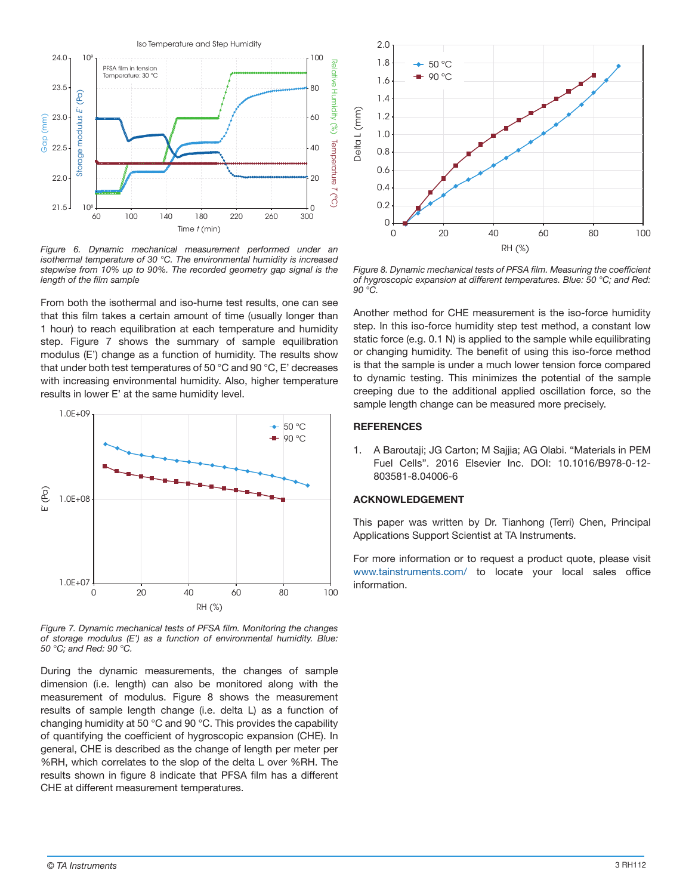Iso Temperature and Step Humidity

PFSA film in tension
Temperature: 30 °C

Gap (mm)
24.0
23.5
23.0
22.5
22.0
21.5

Storage modulus $E'$ (Pa)
$10^9$
$10^8$

Relative Humidity (%)
100
80
60
40
20
0

Temperature $T$ (°C)

Time $t$ (min)
60 100 140 180 220 260 300

*Figure 6. Dynamic mechanical measurement performed under an isothermal temperature of 30 °C. The environmental humidity is increased stepwise from 10% up to 90%. The recorded geometry gap signal is the length of the film sample*

From both the isothermal and iso-hume test results, one can see that this film takes a certain amount of time (usually longer than 1 hour) to reach equilibration at each temperature and humidity step. Figure 7 shows the summary of sample equilibration modulus (E') change as a function of humidity. The results show that under both test temperatures of 50 °C and 90 °C, E' decreases with increasing environmental humidity. Also, higher temperature results in lower E' at the same humidity level.

E' (Pa)
1.0E+09
1.0E+08
1.0E+07

RH (%)
0 20 40 60 80 100

50 °C
90 °C

*Figure 7. Dynamic mechanical tests of PFSA film. Monitoring the changes of storage modulus (E') as a function of environmental humidity. Blue: 50 °C; and Red: 90 °C.*

During the dynamic measurements, the changes of sample dimension (i.e. length) can also be monitored along with the measurement of modulus. Figure 8 shows the measurement results of sample length change (i.e. delta L) as a function of changing humidity at 50 °C and 90 °C. This provides the capability of quantifying the coefficient of hygroscopic expansion (CHE). In general, CHE is described as the change of length per meter per %RH, which correlates to the slop of the delta L over %RH. The results shown in figure 8 indicate that PFSA film has a different CHE at different measurement temperatures.

Delta L (mm)
2.0
1.8
1.6
1.4
1.2
1.0
0.8
0.6
0.4
0.2
0

RH (%)
0 20 40 60 80 100

50 °C
90 °C

*Figure 8. Dynamic mechanical tests of PFSA film. Measuring the coefficient of hygroscopic expansion at different temperatures. Blue: 50 °C; and Red: 90 °C.*

Another method for CHE measurement is the iso-force humidity step. In this iso-force humidity step test method, a constant low static force (e.g. 0.1 N) is applied to the sample while equilibrating or changing humidity. The benefit of using this iso-force method is that the sample is under a much lower tension force compared to dynamic testing. This minimizes the potential of the sample creeping due to the additional applied oscillation force, so the sample length change can be measured more precisely.

## REFERENCES

1. A Baroutaji; JG Carton; M Sajjia; AG Olabi. "Materials in PEM Fuel Cells". 2016 Elsevier Inc. DOI: 10.1016/B978-0-12-803581-8.04006-6

## ACKNOWLEDGEMENT

This paper was written by Dr. Tianhong (Terri) Chen, Principal Applications Support Scientist at TA Instruments.

For more information or to request a product quote, please visit www.tainstruments.com/ to locate your local sales office information.